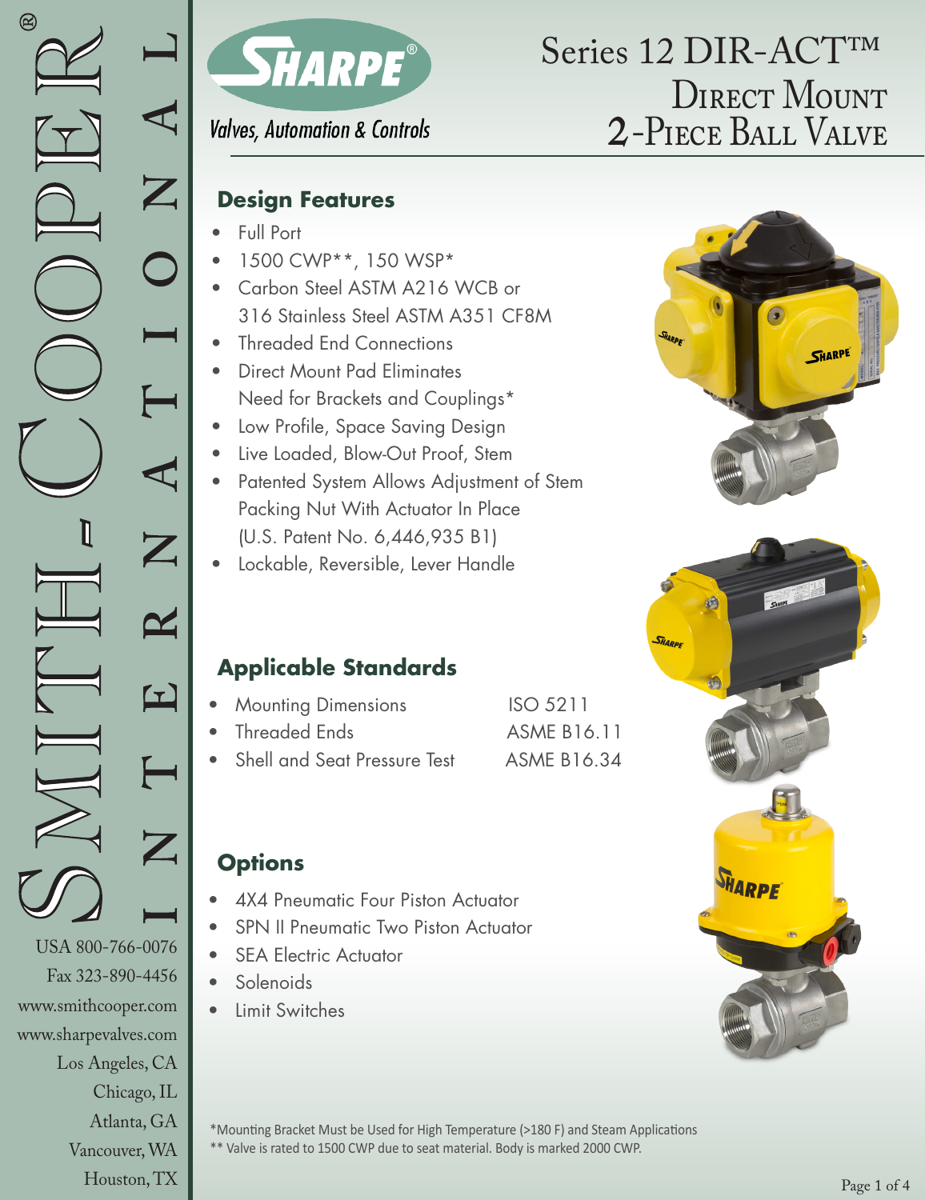# Series 12 DIR-ACT™ Direct Mount 2-Piece Ball Valve

SHARPE®
Valves, Automation & Controls

## Design Features

- Full Port
- 1500 CWP**, 150 WSP*
- Carbon Steel ASTM A216 WCB or 316 Stainless Steel ASTM A351 CF8M
- Threaded End Connections
- Direct Mount Pad Eliminates Need for Brackets and Couplings*
- Low Profile, Space Saving Design
- Live Loaded, Blow-Out Proof, Stem
- Patented System Allows Adjustment of Stem Packing Nut With Actuator In Place (U.S. Patent No. 6,446,935 B1)
- Lockable, Reversible, Lever Handle

## Applicable Standards

| | |
|---|---|
| Mounting Dimensions | ISO 5211 |
| Threaded Ends | ASME B16.11 |
| Shell and Seat Pressure Test | ASME B16.34 |

## Options

- 4X4 Pneumatic Four Piston Actuator
- SPN II Pneumatic Two Piston Actuator
- SEA Electric Actuator
- Solenoids
- Limit Switches

*Mounting Bracket Must be Used for High Temperature (>180 F) and Steam Applications
** Valve is rated to 1500 CWP due to seat material. Body is marked 2000 CWP.

SMITH-COOPER® INTERNATIONAL
USA 800-766-0076
Fax 323-890-4456
www.smithcooper.com
www.sharpevalves.com
Los Angeles, CA
Chicago, IL
Atlanta, GA
Vancouver, WA
Houston, TX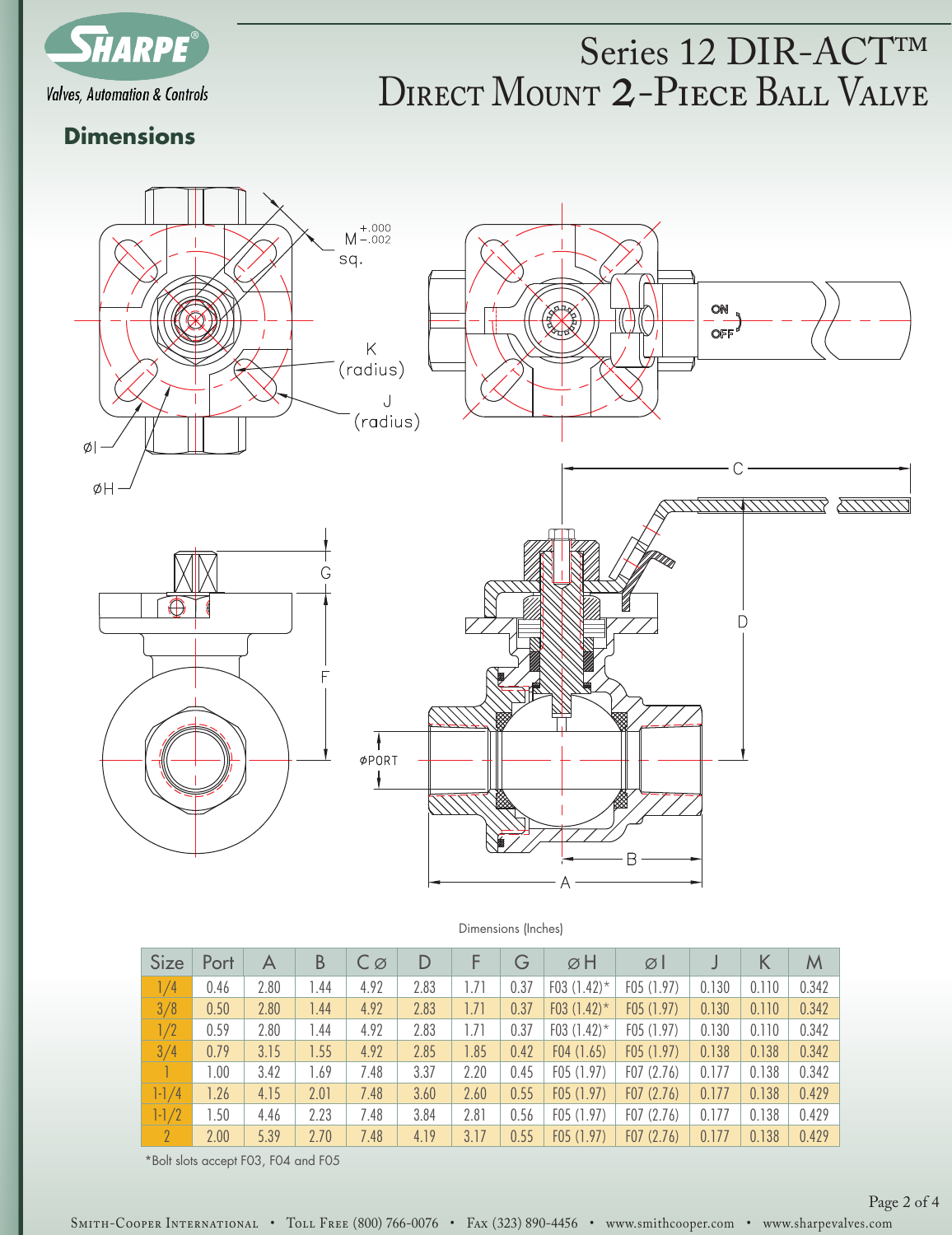# Series 12 DIR-ACT™ Direct Mount 2-Piece Ball Valve

## Dimensions

Dimensions (Inches)

| Size | Port | A | B | C ⌀ | D | F | G | ⌀H | ⌀I | J | K | M |
|---|---|---|---|---|---|---|---|---|---|---|---|---|
| 1/4 | 0.46 | 2.80 | 1.44 | 4.92 | 2.83 | 1.71 | 0.37 | F03 (1.42)* | F05 (1.97) | 0.130 | 0.110 | 0.342 |
| 3/8 | 0.50 | 2.80 | 1.44 | 4.92 | 2.83 | 1.71 | 0.37 | F03 (1.42)* | F05 (1.97) | 0.130 | 0.110 | 0.342 |
| 1/2 | 0.59 | 2.80 | 1.44 | 4.92 | 2.83 | 1.71 | 0.37 | F03 (1.42)* | F05 (1.97) | 0.130 | 0.110 | 0.342 |
| 3/4 | 0.79 | 3.15 | 1.55 | 4.92 | 2.85 | 1.85 | 0.42 | F04 (1.65) | F05 (1.97) | 0.138 | 0.138 | 0.342 |
| 1 | 1.00 | 3.42 | 1.69 | 7.48 | 3.37 | 2.20 | 0.45 | F05 (1.97) | F07 (2.76) | 0.177 | 0.138 | 0.342 |
| 1-1/4 | 1.26 | 4.15 | 2.01 | 7.48 | 3.60 | 2.60 | 0.55 | F05 (1.97) | F07 (2.76) | 0.177 | 0.138 | 0.429 |
| 1-1/2 | 1.50 | 4.46 | 2.23 | 7.48 | 3.84 | 2.81 | 0.56 | F05 (1.97) | F07 (2.76) | 0.177 | 0.138 | 0.429 |
| 2 | 2.00 | 5.39 | 2.70 | 7.48 | 4.19 | 3.17 | 0.55 | F05 (1.97) | F07 (2.76) | 0.177 | 0.138 | 0.429 |

*Bolt slots accept F03, F04 and F05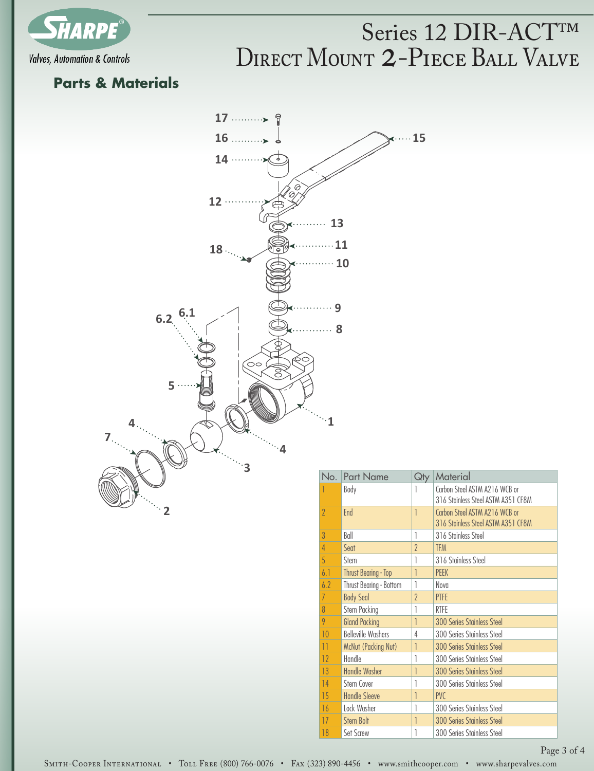# Series 12 DIR-ACT™ Direct Mount 2-Piece Ball Valve

## Parts & Materials

| No. | Part Name | Qty | Material |
|---|---|---|---|
| 1 | Body | 1 | Carbon Steel ASTM A216 WCB or 316 Stainless Steel ASTM A351 CF8M |
| 2 | End | 1 | Carbon Steel ASTM A216 WCB or 316 Stainless Steel ASTM A351 CF8M |
| 3 | Ball | 1 | 316 Stainless Steel |
| 4 | Seat | 2 | TFM |
| 5 | Stem | 1 | 316 Stainless Steel |
| 6.1 | Thrust Bearing - Top | 1 | PEEK |
| 6.2 | Thrust Bearing - Bottom | 1 | Nova |
| 7 | Body Seal | 2 | PTFE |
| 8 | Stem Packing | 1 | RTFE |
| 9 | Gland Packing | 1 | 300 Series Stainless Steel |
| 10 | Belleville Washers | 4 | 300 Series Stainless Steel |
| 11 | McNut (Packing Nut) | 1 | 300 Series Stainless Steel |
| 12 | Handle | 1 | 300 Series Stainless Steel |
| 13 | Handle Washer | 1 | 300 Series Stainless Steel |
| 14 | Stem Cover | 1 | 300 Series Stainless Steel |
| 15 | Handle Sleeve | 1 | PVC |
| 16 | Lock Washer | 1 | 300 Series Stainless Steel |
| 17 | Stem Bolt | 1 | 300 Series Stainless Steel |
| 18 | Set Screw | 1 | 300 Series Stainless Steel |

Smith-Cooper International • Toll Free (800) 766-0076 • Fax (323) 890-4456 • www.smithcooper.com • www.sharpevalves.com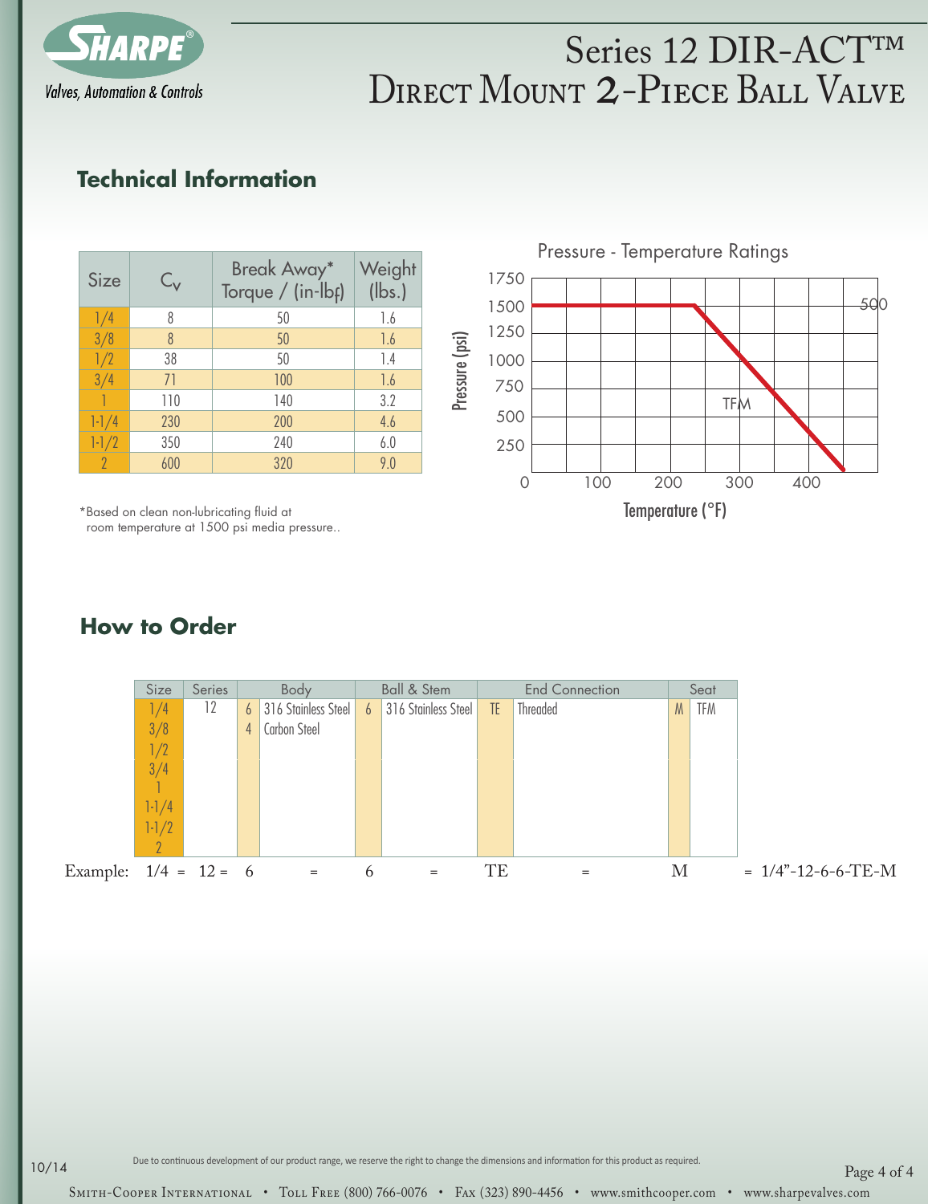# Series 12 DIR-ACT™ Direct Mount 2-Piece Ball Valve

## Technical Information

| Size | $C_v$ | Break Away* Torque / (in-$lb_f$) | Weight (lbs.) |
|---|---|---|---|
| 1/4 | 8 | 50 | 1.6 |
| 3/8 | 8 | 50 | 1.6 |
| 1/2 | 38 | 50 | 1.4 |
| 3/4 | 71 | 100 | 1.6 |
| 1 | 110 | 140 | 3.2 |
| 1-1/4 | 230 | 200 | 4.6 |
| 1-1/2 | 350 | 240 | 6.0 |
| 2 | 600 | 320 | 9.0 |

*Based on clean non-lubricating fluid at room temperature at 1500 psi media pressure..

Pressure - Temperature Ratings

Pressure (psi)
1750
1500
1250
1000
750
500
250

Temperature (°F)
0
100
200
300
400
500

TFM

## How to Order

| Size | Series | Body | | Ball & Stem | | End Connection | | Seat | |
|---|---|---|---|---|---|---|---|---|---|
| 1/4 | 12 | 6 | 316 Stainless Steel | 6 | 316 Stainless Steel | TE | Threaded | M | TFM |
| 3/8 | | 4 | Carbon Steel | | | | | | |
| 1/2 | | | | | | | | | |
| 3/4 | | | | | | | | | |
| 1 | | | | | | | | | |
| 1-1/4 | | | | | | | | | |
| 1-1/2 | | | | | | | | | |
| 2 | | | | | | | | | |

Example: 1/4 = 12 = 6 = 6 = TE = M = 1/4"-12-6-6-TE-M

10/14

Due to continuous development of our product range, we reserve the right to change the dimensions and information for this product as required.

Smith-Cooper International • Toll Free (800) 766-0076 • Fax (323) 890-4456 • www.smithcooper.com • www.sharpevalves.com